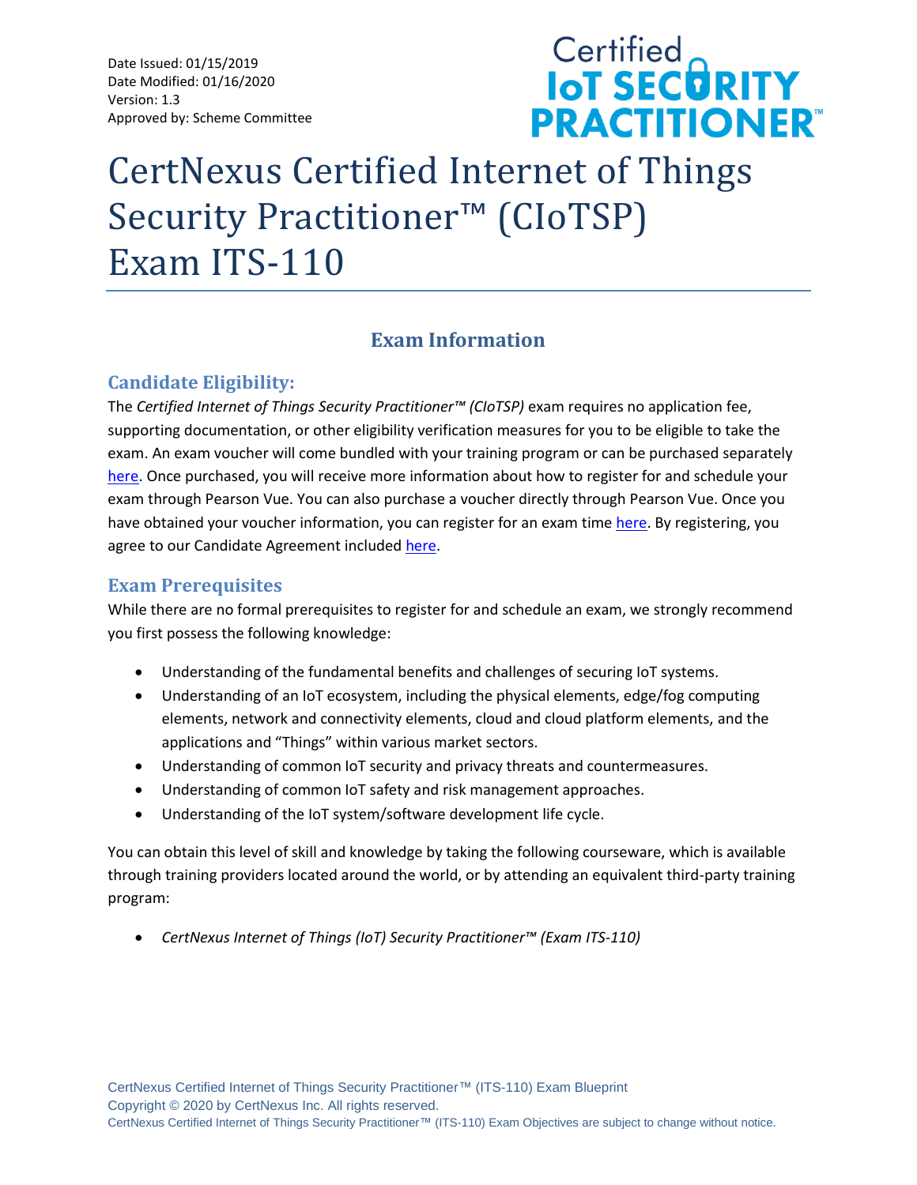Date Issued: 01/15/2019
Date Modified: 01/16/2020
Version: 1.3
Approved by: Scheme Committee

Certified IoT SECURITY PRACTITIONER™

# CertNexus Certified Internet of Things Security Practitioner™ (CIoTSP) Exam ITS-110

## Exam Information

### Candidate Eligibility:

The *Certified Internet of Things Security Practitioner™ (CIoTSP)* exam requires no application fee, supporting documentation, or other eligibility verification measures for you to be eligible to take the exam. An exam voucher will come bundled with your training program or can be purchased separately here. Once purchased, you will receive more information about how to register for and schedule your exam through Pearson Vue. You can also purchase a voucher directly through Pearson Vue. Once you have obtained your voucher information, you can register for an exam time here. By registering, you agree to our Candidate Agreement included here.

### Exam Prerequisites

While there are no formal prerequisites to register for and schedule an exam, we strongly recommend you first possess the following knowledge:

- Understanding of the fundamental benefits and challenges of securing IoT systems.
- Understanding of an IoT ecosystem, including the physical elements, edge/fog computing elements, network and connectivity elements, cloud and cloud platform elements, and the applications and "Things" within various market sectors.
- Understanding of common IoT security and privacy threats and countermeasures.
- Understanding of common IoT safety and risk management approaches.
- Understanding of the IoT system/software development life cycle.

You can obtain this level of skill and knowledge by taking the following courseware, which is available through training providers located around the world, or by attending an equivalent third-party training program:

- *CertNexus Internet of Things (IoT) Security Practitioner™ (Exam ITS-110)*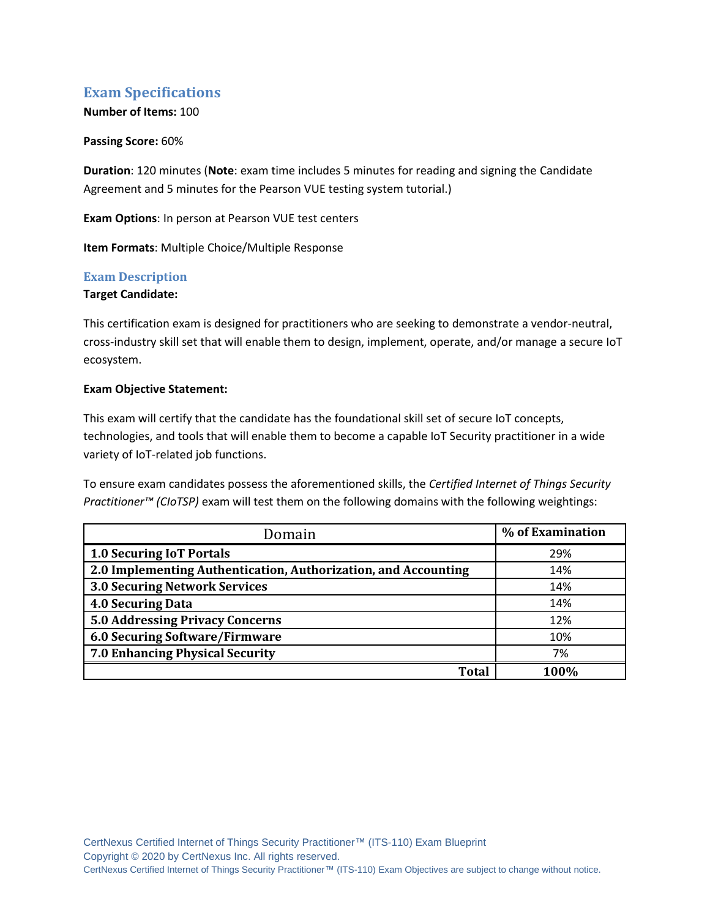## Exam Specifications

**Number of Items:** 100

**Passing Score:** 60%

**Duration**: 120 minutes (**Note**: exam time includes 5 minutes for reading and signing the Candidate Agreement and 5 minutes for the Pearson VUE testing system tutorial.)

**Exam Options**: In person at Pearson VUE test centers

**Item Formats**: Multiple Choice/Multiple Response

### Exam Description

**Target Candidate:**

This certification exam is designed for practitioners who are seeking to demonstrate a vendor-neutral, cross-industry skill set that will enable them to design, implement, operate, and/or manage a secure IoT ecosystem.

**Exam Objective Statement:**

This exam will certify that the candidate has the foundational skill set of secure IoT concepts, technologies, and tools that will enable them to become a capable IoT Security practitioner in a wide variety of IoT-related job functions.

To ensure exam candidates possess the aforementioned skills, the *Certified Internet of Things Security Practitioner™ (CIoTSP)* exam will test them on the following domains with the following weightings:

| Domain | % of Examination |
|---|---|
| **1.0 Securing IoT Portals** | 29% |
| **2.0 Implementing Authentication, Authorization, and Accounting** | 14% |
| **3.0 Securing Network Services** | 14% |
| **4.0 Securing Data** | 14% |
| **5.0 Addressing Privacy Concerns** | 12% |
| **6.0 Securing Software/Firmware** | 10% |
| **7.0 Enhancing Physical Security** | 7% |
| **Total** | **100%** |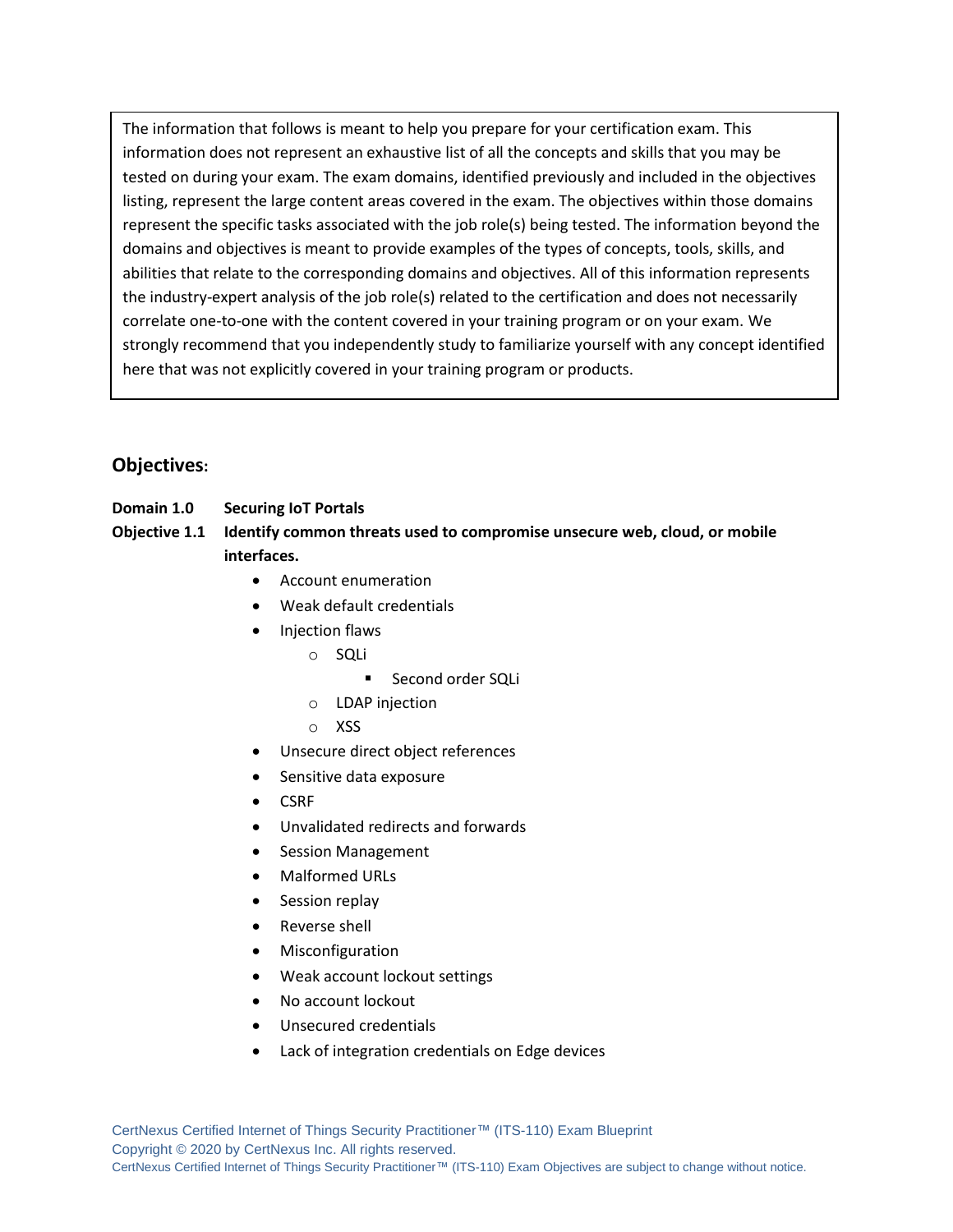The information that follows is meant to help you prepare for your certification exam. This information does not represent an exhaustive list of all the concepts and skills that you may be tested on during your exam. The exam domains, identified previously and included in the objectives listing, represent the large content areas covered in the exam. The objectives within those domains represent the specific tasks associated with the job role(s) being tested. The information beyond the domains and objectives is meant to provide examples of the types of concepts, tools, skills, and abilities that relate to the corresponding domains and objectives. All of this information represents the industry-expert analysis of the job role(s) related to the certification and does not necessarily correlate one-to-one with the content covered in your training program or on your exam. We strongly recommend that you independently study to familiarize yourself with any concept identified here that was not explicitly covered in your training program or products.

## Objectives:

**Domain 1.0 Securing IoT Portals**

**Objective 1.1 Identify common threats used to compromise unsecure web, cloud, or mobile interfaces.**

- Account enumeration
- Weak default credentials
- Injection flaws
  - SQLi
    - Second order SQLi
  - LDAP injection
  - XSS
- Unsecure direct object references
- Sensitive data exposure
- CSRF
- Unvalidated redirects and forwards
- Session Management
- Malformed URLs
- Session replay
- Reverse shell
- Misconfiguration
- Weak account lockout settings
- No account lockout
- Unsecured credentials
- Lack of integration credentials on Edge devices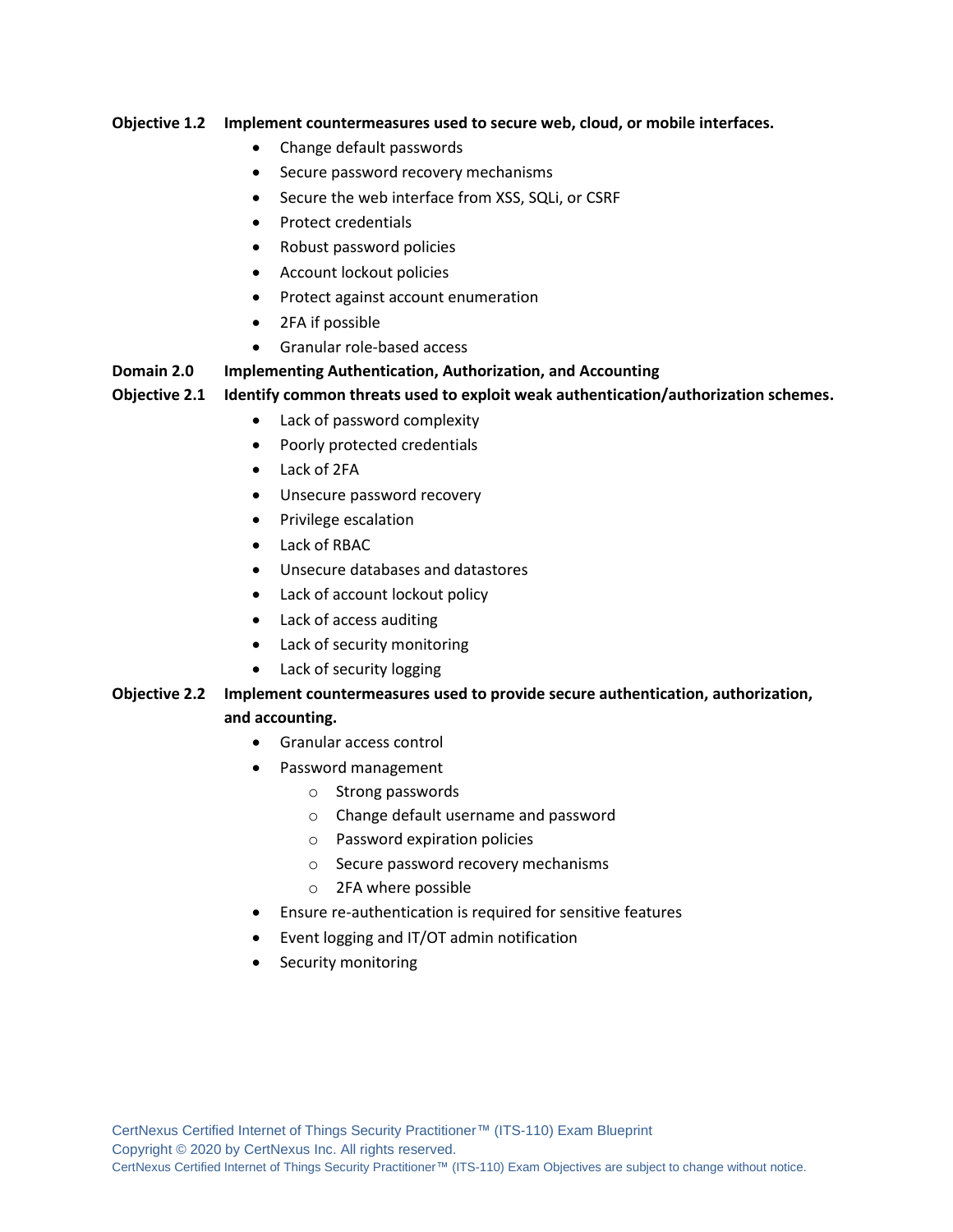**Objective 1.2 Implement countermeasures used to secure web, cloud, or mobile interfaces.**

- Change default passwords
- Secure password recovery mechanisms
- Secure the web interface from XSS, SQLi, or CSRF
- Protect credentials
- Robust password policies
- Account lockout policies
- Protect against account enumeration
- 2FA if possible
- Granular role-based access

## Domain 2.0 Implementing Authentication, Authorization, and Accounting

**Objective 2.1 Identify common threats used to exploit weak authentication/authorization schemes.**

- Lack of password complexity
- Poorly protected credentials
- Lack of 2FA
- Unsecure password recovery
- Privilege escalation
- Lack of RBAC
- Unsecure databases and datastores
- Lack of account lockout policy
- Lack of access auditing
- Lack of security monitoring
- Lack of security logging

**Objective 2.2 Implement countermeasures used to provide secure authentication, authorization, and accounting.**

- Granular access control
- Password management
  - Strong passwords
  - Change default username and password
  - Password expiration policies
  - Secure password recovery mechanisms
  - 2FA where possible
- Ensure re-authentication is required for sensitive features
- Event logging and IT/OT admin notification
- Security monitoring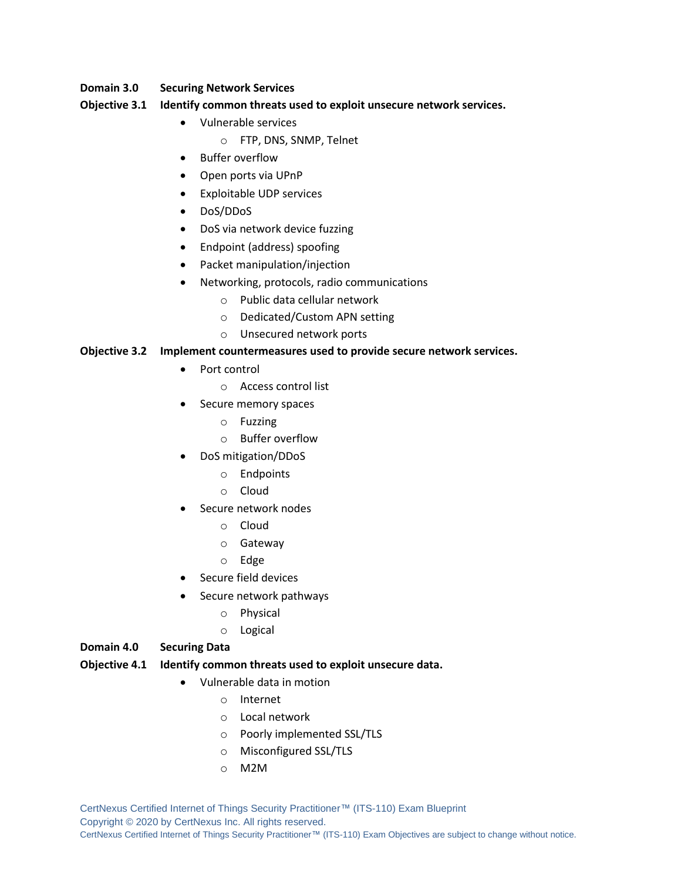**Domain 3.0 Securing Network Services**

**Objective 3.1 Identify common threats used to exploit unsecure network services.**

- Vulnerable services
  - FTP, DNS, SNMP, Telnet
- Buffer overflow
- Open ports via UPnP
- Exploitable UDP services
- DoS/DDoS
- DoS via network device fuzzing
- Endpoint (address) spoofing
- Packet manipulation/injection
- Networking, protocols, radio communications
  - Public data cellular network
  - Dedicated/Custom APN setting
  - Unsecured network ports

**Objective 3.2 Implement countermeasures used to provide secure network services.**

- Port control
  - Access control list
- Secure memory spaces
  - Fuzzing
  - Buffer overflow
- DoS mitigation/DDoS
  - Endpoints
  - Cloud
- Secure network nodes
  - Cloud
  - Gateway
  - Edge
- Secure field devices
- Secure network pathways
  - Physical
  - Logical

**Domain 4.0 Securing Data**

**Objective 4.1 Identify common threats used to exploit unsecure data.**

- Vulnerable data in motion
  - Internet
  - Local network
  - Poorly implemented SSL/TLS
  - Misconfigured SSL/TLS
  - M2M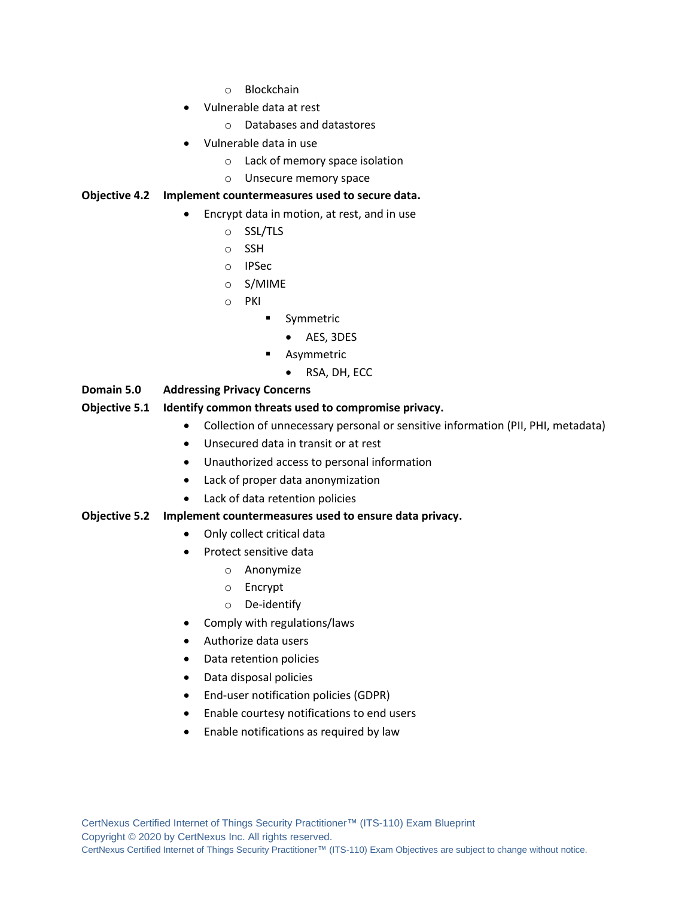- Blockchain
- Vulnerable data at rest
    - Databases and datastores
- Vulnerable data in use
    - Lack of memory space isolation
    - Unsecure memory space

**Objective 4.2 Implement countermeasures used to secure data.**

- Encrypt data in motion, at rest, and in use
    - SSL/TLS
    - SSH
    - IPSec
    - S/MIME
    - PKI
        - Symmetric
            - AES, 3DES
        - Asymmetric
            - RSA, DH, ECC

## Domain 5.0 Addressing Privacy Concerns

**Objective 5.1 Identify common threats used to compromise privacy.**

- Collection of unnecessary personal or sensitive information (PII, PHI, metadata)
- Unsecured data in transit or at rest
- Unauthorized access to personal information
- Lack of proper data anonymization
- Lack of data retention policies

**Objective 5.2 Implement countermeasures used to ensure data privacy.**

- Only collect critical data
- Protect sensitive data
    - Anonymize
    - Encrypt
    - De-identify
- Comply with regulations/laws
- Authorize data users
- Data retention policies
- Data disposal policies
- End-user notification policies (GDPR)
- Enable courtesy notifications to end users
- Enable notifications as required by law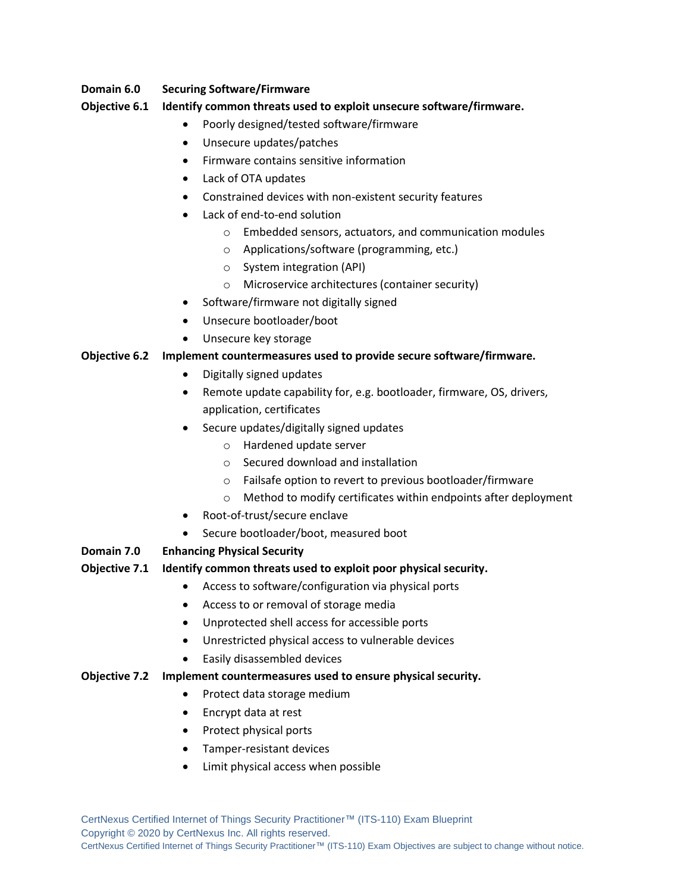**Domain 6.0 Securing Software/Firmware**

**Objective 6.1 Identify common threats used to exploit unsecure software/firmware.**

- Poorly designed/tested software/firmware
- Unsecure updates/patches
- Firmware contains sensitive information
- Lack of OTA updates
- Constrained devices with non-existent security features
- Lack of end-to-end solution
  - Embedded sensors, actuators, and communication modules
  - Applications/software (programming, etc.)
  - System integration (API)
  - Microservice architectures (container security)
- Software/firmware not digitally signed
- Unsecure bootloader/boot
- Unsecure key storage

**Objective 6.2 Implement countermeasures used to provide secure software/firmware.**

- Digitally signed updates
- Remote update capability for, e.g. bootloader, firmware, OS, drivers, application, certificates
- Secure updates/digitally signed updates
  - Hardened update server
  - Secured download and installation
  - Failsafe option to revert to previous bootloader/firmware
  - Method to modify certificates within endpoints after deployment
- Root-of-trust/secure enclave
- Secure bootloader/boot, measured boot

**Domain 7.0 Enhancing Physical Security**

**Objective 7.1 Identify common threats used to exploit poor physical security.**

- Access to software/configuration via physical ports
- Access to or removal of storage media
- Unprotected shell access for accessible ports
- Unrestricted physical access to vulnerable devices
- Easily disassembled devices

**Objective 7.2 Implement countermeasures used to ensure physical security.**

- Protect data storage medium
- Encrypt data at rest
- Protect physical ports
- Tamper-resistant devices
- Limit physical access when possible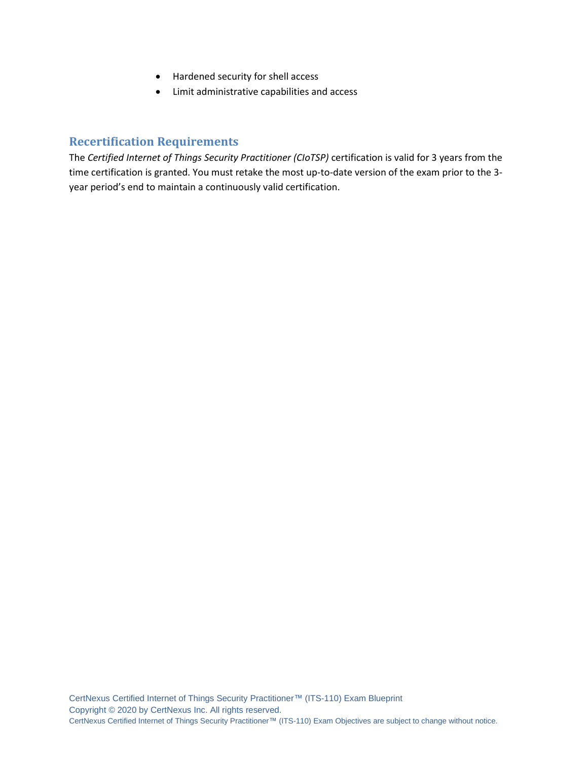- Hardened security for shell access
- Limit administrative capabilities and access

## Recertification Requirements

The *Certified Internet of Things Security Practitioner (CIoTSP)* certification is valid for 3 years from the time certification is granted. You must retake the most up-to-date version of the exam prior to the 3-year period's end to maintain a continuously valid certification.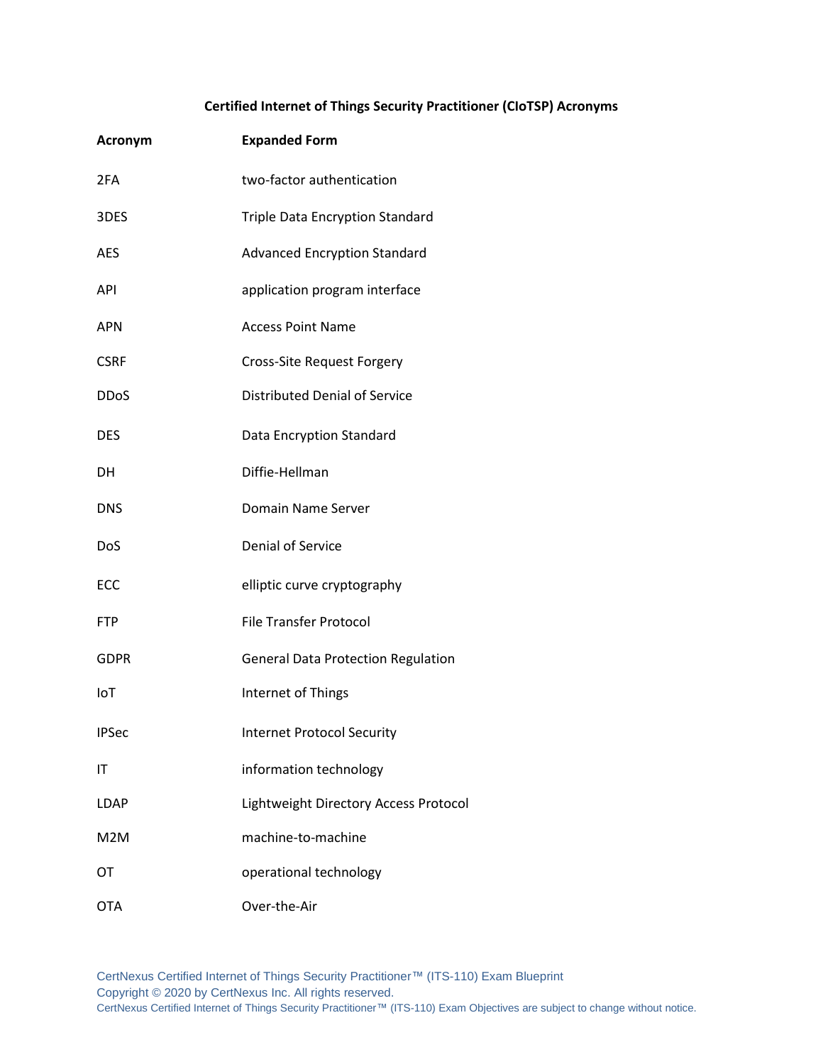**Certified Internet of Things Security Practitioner (CIoTSP) Acronyms**

| Acronym | Expanded Form |
| --- | --- |
| 2FA | two-factor authentication |
| 3DES | Triple Data Encryption Standard |
| AES | Advanced Encryption Standard |
| API | application program interface |
| APN | Access Point Name |
| CSRF | Cross-Site Request Forgery |
| DDoS | Distributed Denial of Service |
| DES | Data Encryption Standard |
| DH | Diffie-Hellman |
| DNS | Domain Name Server |
| DoS | Denial of Service |
| ECC | elliptic curve cryptography |
| FTP | File Transfer Protocol |
| GDPR | General Data Protection Regulation |
| IoT | Internet of Things |
| IPSec | Internet Protocol Security |
| IT | information technology |
| LDAP | Lightweight Directory Access Protocol |
| M2M | machine-to-machine |
| OT | operational technology |
| OTA | Over-the-Air |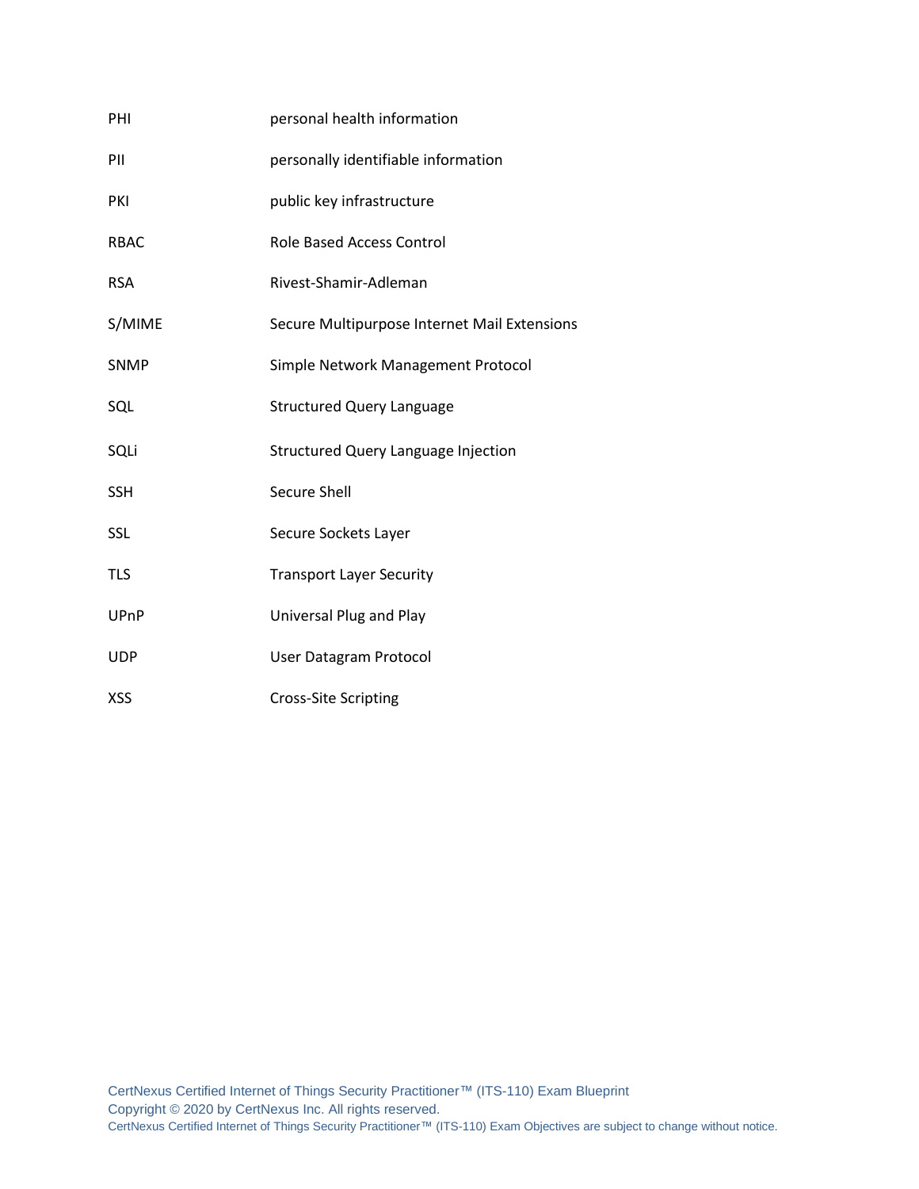| | |
|---|---|
| PHI | personal health information |
| PII | personally identifiable information |
| PKI | public key infrastructure |
| RBAC | Role Based Access Control |
| RSA | Rivest-Shamir-Adleman |
| S/MIME | Secure Multipurpose Internet Mail Extensions |
| SNMP | Simple Network Management Protocol |
| SQL | Structured Query Language |
| SQLi | Structured Query Language Injection |
| SSH | Secure Shell |
| SSL | Secure Sockets Layer |
| TLS | Transport Layer Security |
| UPnP | Universal Plug and Play |
| UDP | User Datagram Protocol |
| XSS | Cross-Site Scripting |